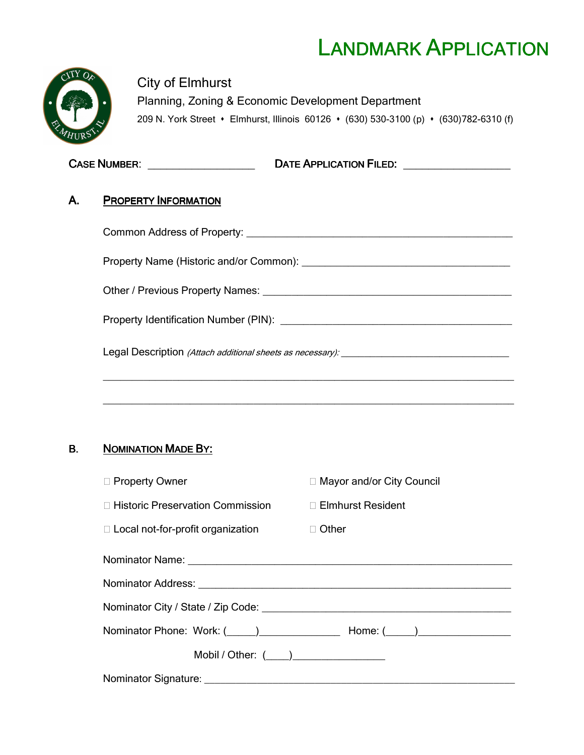# LANDMARK APPLICATION

City of Elmhurst

Planning, Zoning & Economic Development Department

209 N. York Street • Elmhurst, Illinois 60126 • (630) 530-3100 (p) • (630)782-6310 (f)

**CASE NUMBER:** ___________________ **DATE APPLICATION FILED:** ___________________

## A. PROPERTY INFORMATION

Common Address of Property: ________________________________________________

Property Name (Historic and/or Common): ______________________________________

Other / Previous Property Names: ____________________________________________

Property Identification Number (PIN): ________________________________________

Legal Description *(Attach additional sheets as necessary):* ______________________________

__________________________________________________________________________

__________________________________________________________________________

## B. NOMINATION MADE BY:

☐ Property Owner ☐ Mayor and/or City Council

☐ Historic Preservation Commission ☐ Elmhurst Resident

☐ Local not-for-profit organization ☐ Other

Nominator Name: _________________________________________________________

Nominator Address: _______________________________________________________

Nominator City / State / Zip Code: ___________________________________________

Nominator Phone: Work: (_____)______________ Home: (_____)________________

Mobil / Other: (____)________________

Nominator Signature: ______________________________________________________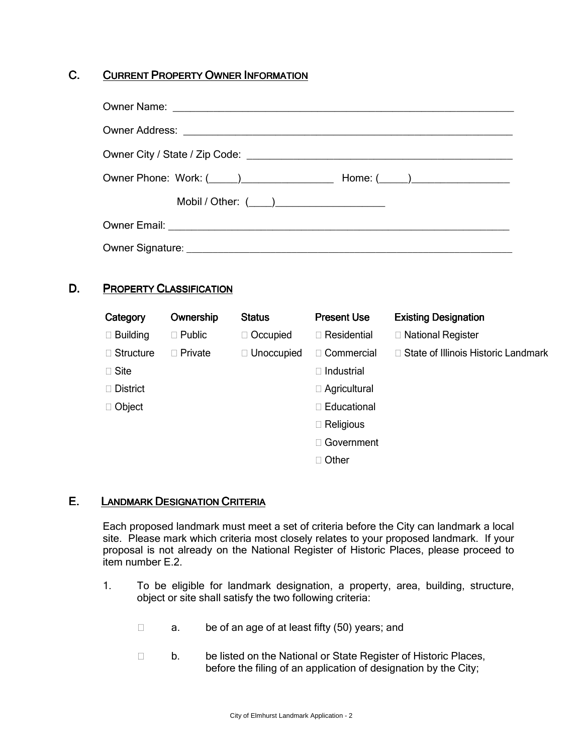## C. CURRENT PROPERTY OWNER INFORMATION

Owner Name: ______________________________________________________________

Owner Address: ____________________________________________________________

Owner City / State / Zip Code: ______________________________________________

Owner Phone: Work: (_____)________________ Home: (_____)_________________

Mobil / Other: (____)___________________

Owner Email: ______________________________________________________________

Owner Signature: __________________________________________________________

## D. PROPERTY CLASSIFICATION

| Category | Ownership | Status | Present Use | Existing Designation |
|---|---|---|---|---|
| ☐ Building | ☐ Public | ☐ Occupied | ☐ Residential | ☐ National Register |
| ☐ Structure | ☐ Private | ☐ Unoccupied | ☐ Commercial | ☐ State of Illinois Historic Landmark |
| ☐ Site | | | ☐ Industrial | |
| ☐ District | | | ☐ Agricultural | |
| ☐ Object | | | ☐ Educational | |
| | | | ☐ Religious | |
| | | | ☐ Government | |
| | | | ☐ Other | |

## E. LANDMARK DESIGNATION CRITERIA

Each proposed landmark must meet a set of criteria before the City can landmark a local site. Please mark which criteria most closely relates to your proposed landmark. If your proposal is not already on the National Register of Historic Places, please proceed to item number E.2.

1. To be eligible for landmark designation, a property, area, building, structure, object or site shall satisfy the two following criteria:

   ☐ a. be of an age of at least fifty (50) years; and

   ☐ b. be listed on the National or State Register of Historic Places, before the filing of an application of designation by the City;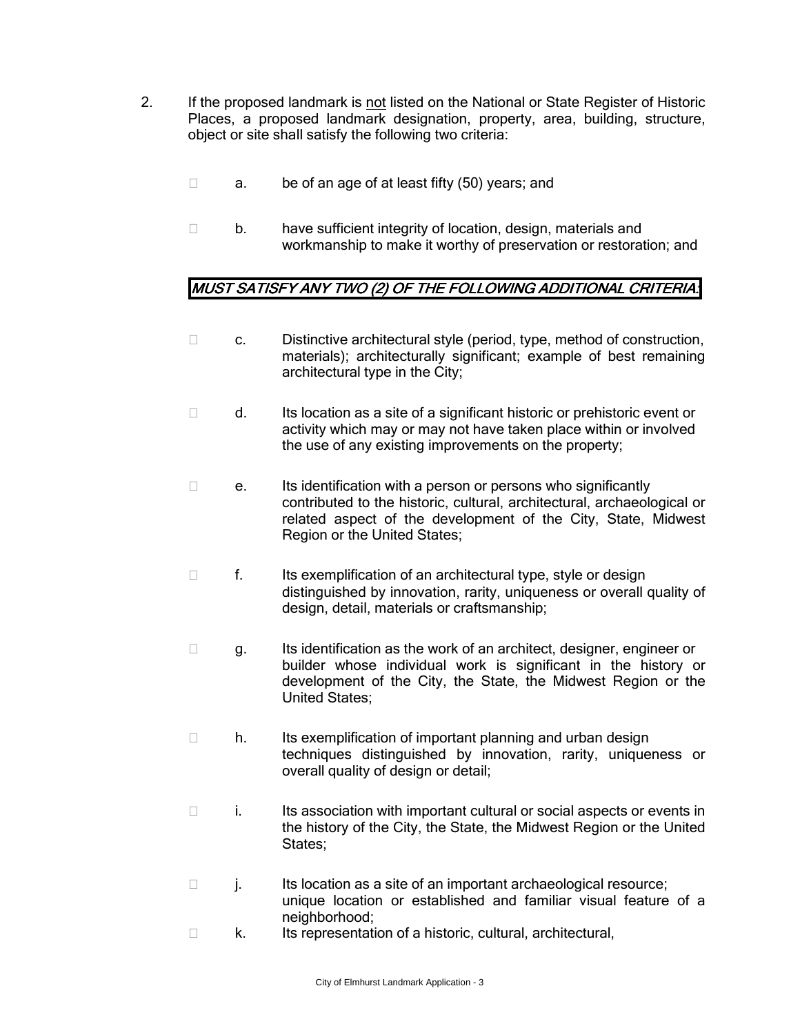2. If the proposed landmark is <u>not</u> listed on the National or State Register of Historic Places, a proposed landmark designation, property, area, building, structure, object or site shall satisfy the following two criteria:

- ☐ a. be of an age of at least fifty (50) years; and

- ☐ b. have sufficient integrity of location, design, materials and workmanship to make it worthy of preservation or restoration; and

***MUST SATISFY ANY TWO (2) OF THE FOLLOWING ADDITIONAL CRITERIA:***

- ☐ c. Distinctive architectural style (period, type, method of construction, materials); architecturally significant; example of best remaining architectural type in the City;

- ☐ d. Its location as a site of a significant historic or prehistoric event or activity which may or may not have taken place within or involved the use of any existing improvements on the property;

- ☐ e. Its identification with a person or persons who significantly contributed to the historic, cultural, architectural, archaeological or related aspect of the development of the City, State, Midwest Region or the United States;

- ☐ f. Its exemplification of an architectural type, style or design distinguished by innovation, rarity, uniqueness or overall quality of design, detail, materials or craftsmanship;

- ☐ g. Its identification as the work of an architect, designer, engineer or builder whose individual work is significant in the history or development of the City, the State, the Midwest Region or the United States;

- ☐ h. Its exemplification of important planning and urban design techniques distinguished by innovation, rarity, uniqueness or overall quality of design or detail;

- ☐ i. Its association with important cultural or social aspects or events in the history of the City, the State, the Midwest Region or the United States;

- ☐ j. Its location as a site of an important archaeological resource; unique location or established and familiar visual feature of a neighborhood;
- ☐ k. Its representation of a historic, cultural, architectural,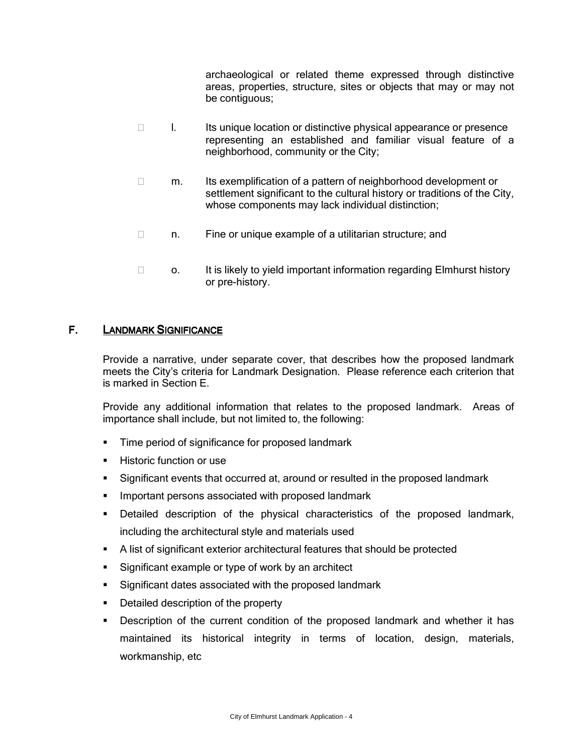archaeological or related theme expressed through distinctive areas, properties, structure, sites or objects that may or may not be contiguous;

- ☐ l. Its unique location or distinctive physical appearance or presence representing an established and familiar visual feature of a neighborhood, community or the City;

- ☐ m. Its exemplification of a pattern of neighborhood development or settlement significant to the cultural history or traditions of the City, whose components may lack individual distinction;

- ☐ n. Fine or unique example of a utilitarian structure; and

- ☐ o. It is likely to yield important information regarding Elmhurst history or pre-history.

## F. Landmark Significance

Provide a narrative, under separate cover, that describes how the proposed landmark meets the City's criteria for Landmark Designation. Please reference each criterion that is marked in Section E.

Provide any additional information that relates to the proposed landmark. Areas of importance shall include, but not limited to, the following:

- Time period of significance for proposed landmark
- Historic function or use
- Significant events that occurred at, around or resulted in the proposed landmark
- Important persons associated with proposed landmark
- Detailed description of the physical characteristics of the proposed landmark, including the architectural style and materials used
- A list of significant exterior architectural features that should be protected
- Significant example or type of work by an architect
- Significant dates associated with the proposed landmark
- Detailed description of the property
- Description of the current condition of the proposed landmark and whether it has maintained its historical integrity in terms of location, design, materials, workmanship, etc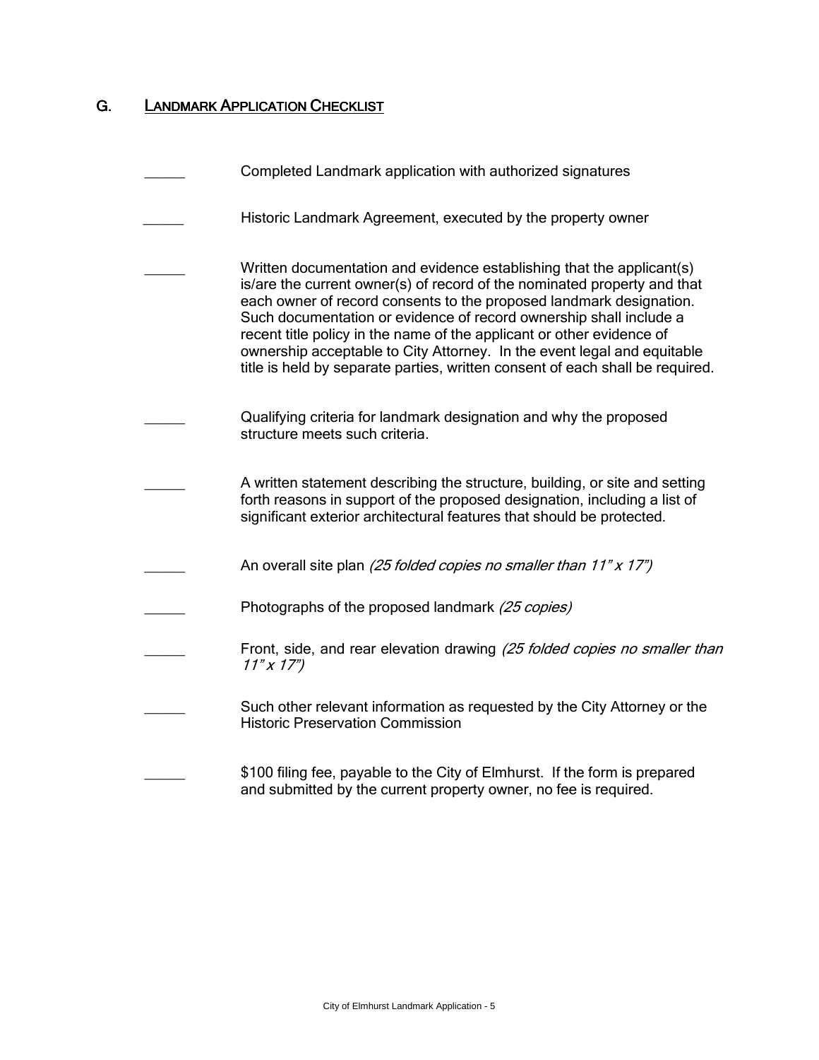## G. Landmark Application Checklist

_____ Completed Landmark application with authorized signatures

_____ Historic Landmark Agreement, executed by the property owner

_____ Written documentation and evidence establishing that the applicant(s) is/are the current owner(s) of record of the nominated property and that each owner of record consents to the proposed landmark designation. Such documentation or evidence of record ownership shall include a recent title policy in the name of the applicant or other evidence of ownership acceptable to City Attorney. In the event legal and equitable title is held by separate parties, written consent of each shall be required.

_____ Qualifying criteria for landmark designation and why the proposed structure meets such criteria.

_____ A written statement describing the structure, building, or site and setting forth reasons in support of the proposed designation, including a list of significant exterior architectural features that should be protected.

_____ An overall site plan *(25 folded copies no smaller than 11" x 17")*

_____ Photographs of the proposed landmark *(25 copies)*

_____ Front, side, and rear elevation drawing *(25 folded copies no smaller than 11" x 17")*

_____ Such other relevant information as requested by the City Attorney or the Historic Preservation Commission

_____ $100 filing fee, payable to the City of Elmhurst. If the form is prepared and submitted by the current property owner, no fee is required.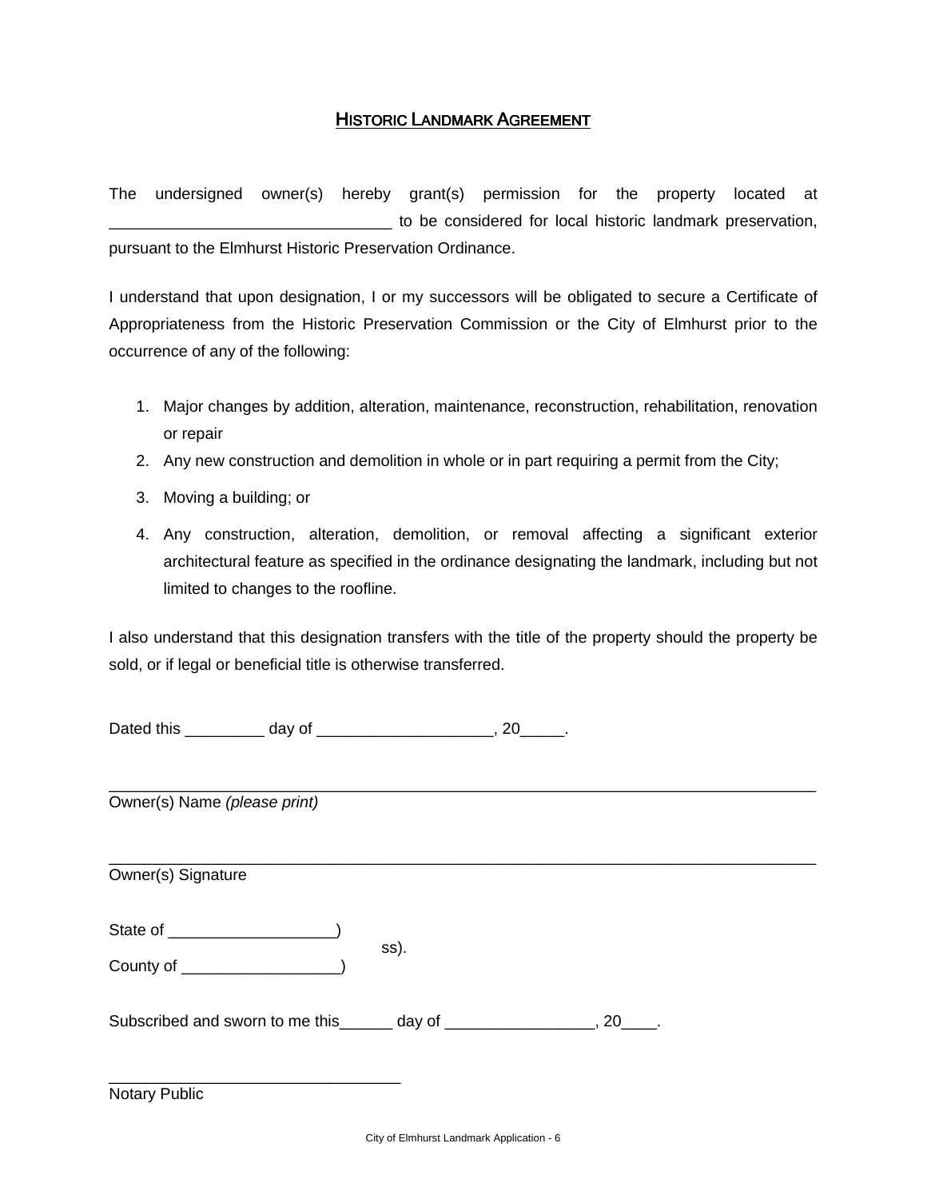## HISTORIC LANDMARK AGREEMENT

The undersigned owner(s) hereby grant(s) permission for the property located at _______________________________ to be considered for local historic landmark preservation, pursuant to the Elmhurst Historic Preservation Ordinance.

I understand that upon designation, I or my successors will be obligated to secure a Certificate of Appropriateness from the Historic Preservation Commission or the City of Elmhurst prior to the occurrence of any of the following:

1. Major changes by addition, alteration, maintenance, reconstruction, rehabilitation, renovation or repair
2. Any new construction and demolition in whole or in part requiring a permit from the City;
3. Moving a building; or
4. Any construction, alteration, demolition, or removal affecting a significant exterior architectural feature as specified in the ordinance designating the landmark, including but not limited to changes to the roofline.

I also understand that this designation transfers with the title of the property should the property be sold, or if legal or beneficial title is otherwise transferred.

Dated this _________ day of ___________________, 20_____.

_______________________________________________________________________________
Owner(s) Name *(please print)*

_______________________________________________________________________________
Owner(s) Signature

State of __________________)
ss).
County of _________________)

Subscribed and sworn to me this______ day of ________________, 20____.

_________________________________
Notary Public